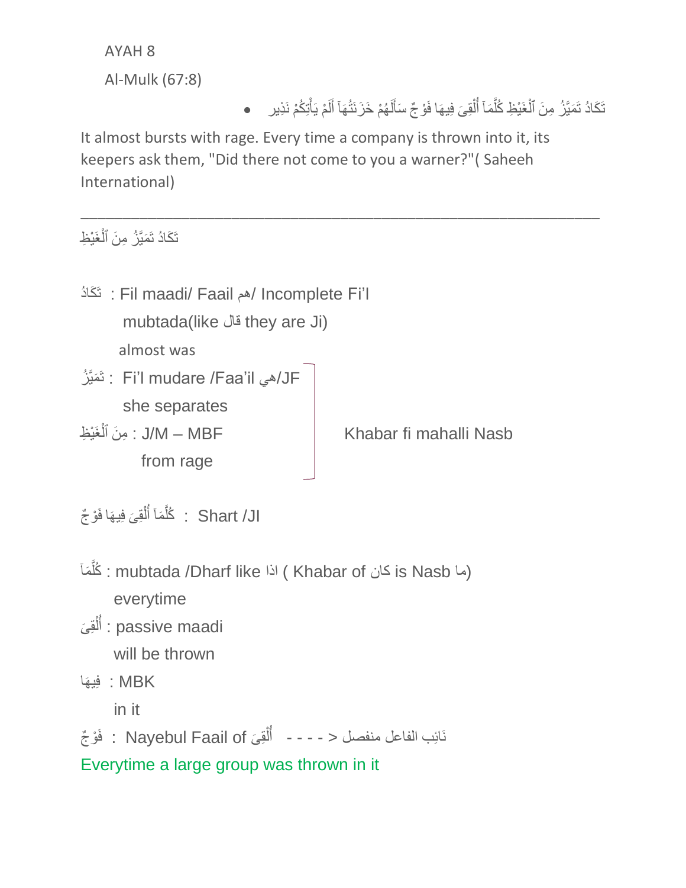AYAH 8

Al-Mulk (67:8)

- تَكَادُ تَمَيَّزُ مِنَ ٱلْغَيْظِ كُلَّمَآ أُلْقِىَ فِيهَا فَوْجٌ سَأَلَهُمْ خَزَنَتُهَآ أَلَمْ يَأْتِكُمْ نَذِير

It almost bursts with rage. Every time a company is thrown into it, its keepers ask them, "Did there not come to you a warner?"( Saheeh International)

---

تَكَادُ تَمَيَّزُ مِنَ ٱلْغَيْظِ

تَكَادُ : Fil maadi/ Faail هم/ Incomplete Fi'l

mubtada(like قال they are Ji)

almost was

تَمَيَّزُ : Fi'l mudare /Faa'il هي/JF

she separates

مِنَ ٱلْغَيْظِ : J/M – MBF

from rage

(تَمَيَّزُ مِنَ ٱلْغَيْظِ : Khabar fi mahalli Nasb)

كُلَّمَآ أُلْقِىَ فِيهَا فَوْجٌ : Shart /JI

كُلَّمَآ : mubtada /Dharf like اذا ( Khabar of كان is Nasb ما)

everytime

أُلْقِىَ : passive maadi

will be thrown

فِيهَا : MBK

in it

فَوْجٌ : Nayebul Faail of أُلْقِىَ - - - - > نَائِب الفاعل منفصل

Everytime a large group was thrown in it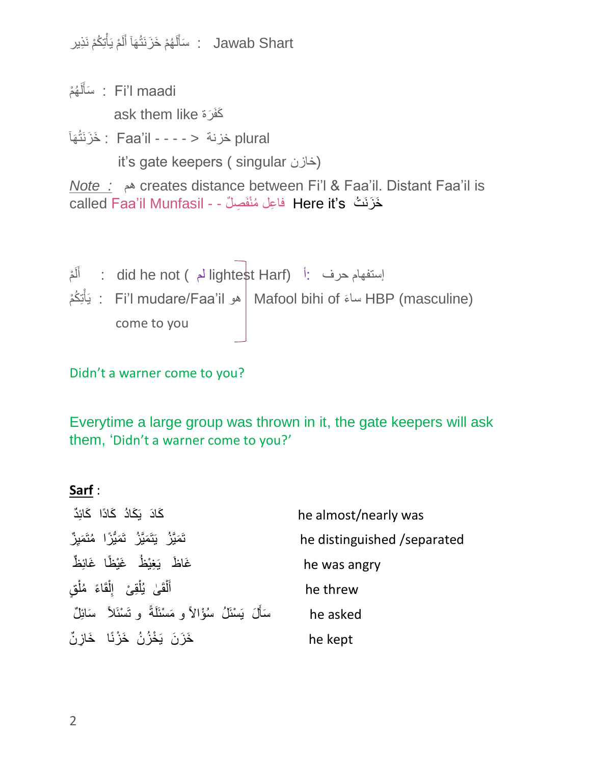سَأَلَهُمْ خَزَنَتُهَآ أَلَمْ يَأْتِكُمْ نَذِيرٌ : Jawab Shart

سَأَلَهُمْ : Fi'l maadi

ask them like كَفَرَةَ

خَزَنَتُهَآ : Faa'il - - - - > خزنة plural

it's gate keepers ( singular خازن)

*Note :* هم creates distance between Fi'l & Faa'il. Distant Faa'il is called Faa'il Munfasil - - فاعِل مُنْفَصِلٌ Here it's خَزَنَتُ

أَلَمْ : did he not ( لم lightest Harf) أ: إستفهام حرف

يَأْتِكُمْ : Fi'l mudare/Faa'il هو Mafool bihi of ساءَ HBP (masculine)

come to you

Didn't a warner come to you?

Everytime a large group was thrown in it, the gate keepers will ask them, 'Didn't a warner come to you?'

**Sarf** :

| | |
|---|---|
| كَادَ يَكَادُ كَادًا كَائِدٌ | he almost/nearly was |
| تَمَيَّزُ يَتَمَيَّزُ تَمَيُّزًا مُتَمَيِّزٌ | he distinguished /separated |
| غَاظَ يَغِيْظُ غَيْظًا غَائِظٌ | he was angry |
| أَلْقَىٰ يُلْقِىْ إِلْقَاءً مُلْقٍ | he threw |
| سَأَلَ يَسْئَلُ سُؤْالاً و مَسْئَلَةً و تَسْئَلاً سَائِلٌ | he asked |
| خَزَنَ يَخْزُنُ خَزْنًا خَازِنٌ | he kept |